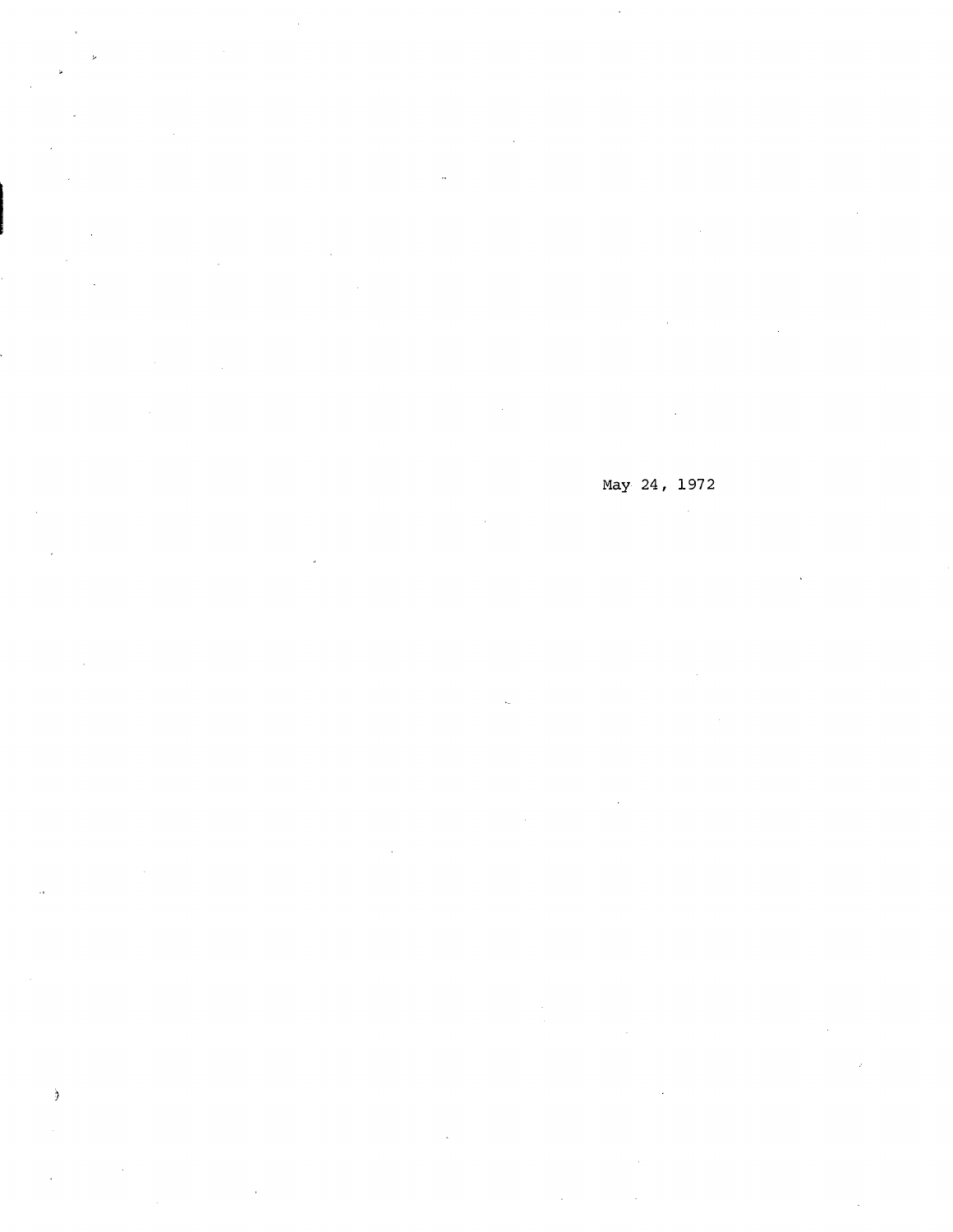May 24, 1972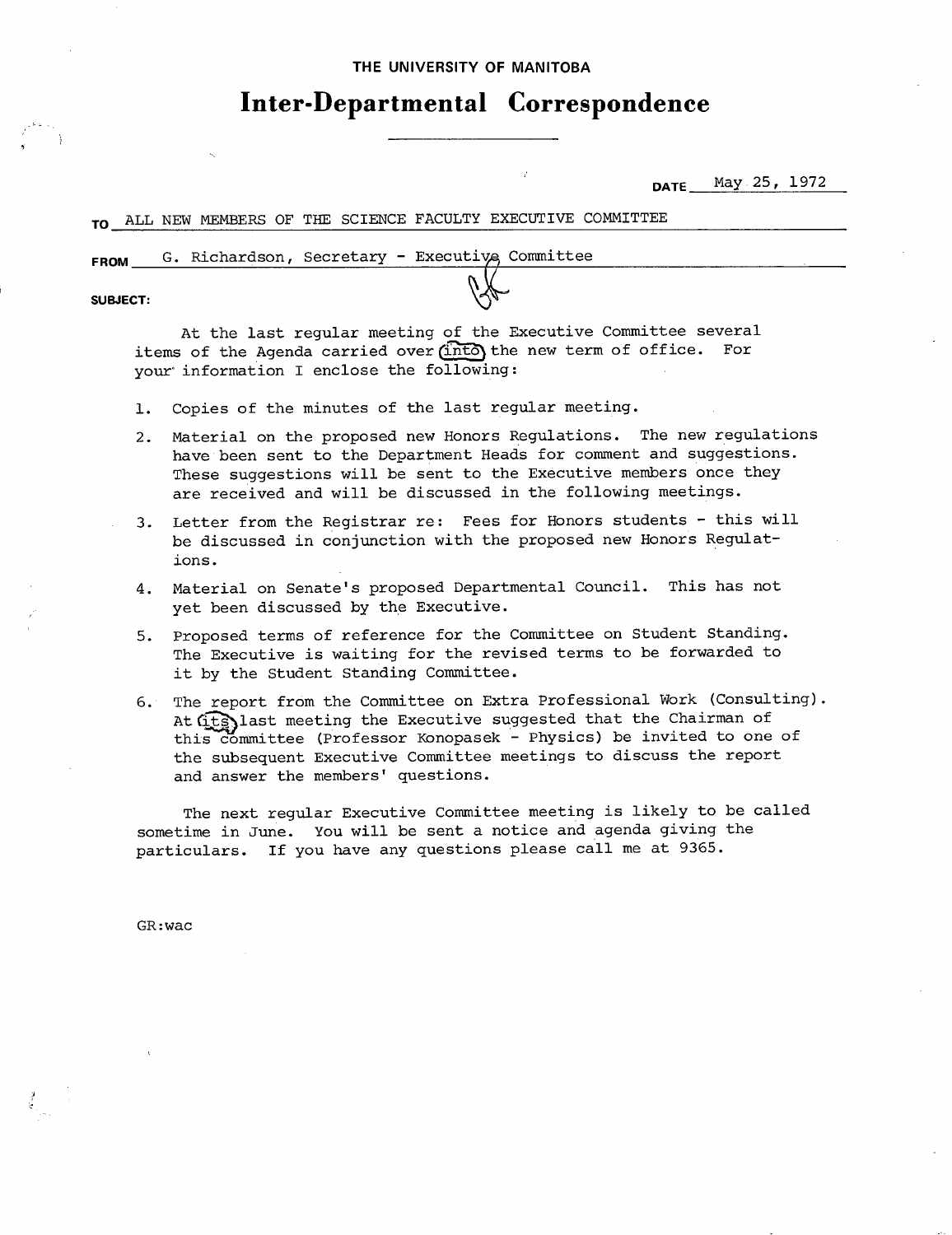THE UNIVERSITY OF MANITOBA

# Inter-Departmental Correspondence

DATE May 25, 1972

TO ALL NEW MEMBERS OF THE SCIENCE FACULTY EXECUTIVE COMMITTEE

FROM G. Richardson, Secretary - Executive Committee

SUBJECT:

At the last regular meeting of the Executive Committee several items of the Agenda carried over into the new term of office. For your information I enclose the following:

1. Copies of the minutes of the last regular meeting.
2. Material on the proposed new Honors Regulations. The new regulations have been sent to the Department Heads for comment and suggestions. These suggestions will be sent to the Executive members once they are received and will be discussed in the following meetings.
3. Letter from the Registrar re: Fees for Honors students - this will be discussed in conjunction with the proposed new Honors Regulations.
4. Material on Senate's proposed Departmental Council. This has not yet been discussed by the Executive.
5. Proposed terms of reference for the Committee on Student Standing. The Executive is waiting for the revised terms to be forwarded to it by the Student Standing Committee.
6. The report from the Committee on Extra Professional Work (Consulting). At its last meeting the Executive suggested that the Chairman of this committee (Professor Konopasek - Physics) be invited to one of the subsequent Executive Committee meetings to discuss the report and answer the members' questions.

The next regular Executive Committee meeting is likely to be called sometime in June. You will be sent a notice and agenda giving the particulars. If you have any questions please call me at 9365.

GR:wac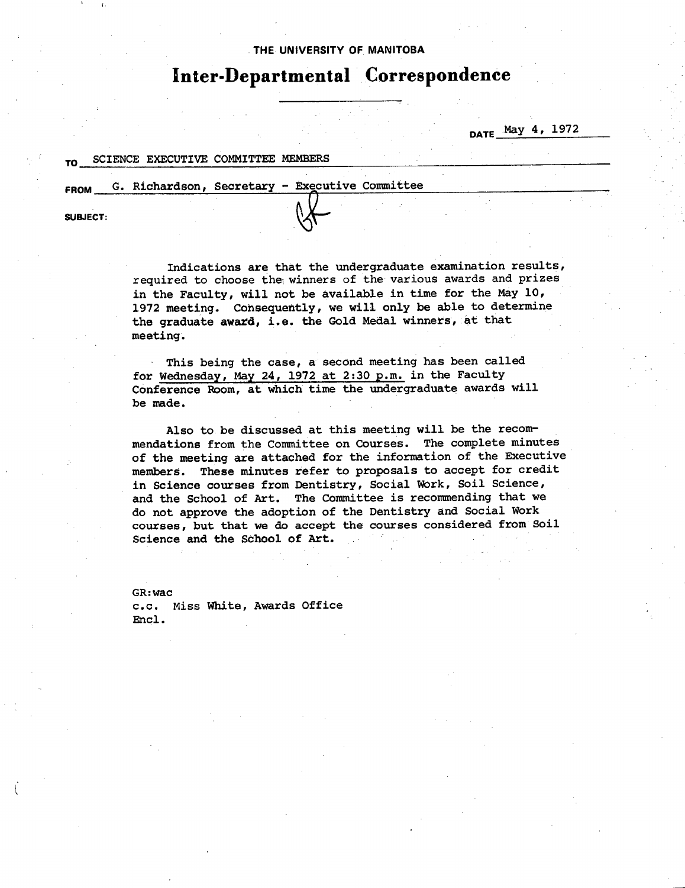THE UNIVERSITY OF MANITOBA

# Inter-Departmental Correspondence

DATE May 4, 1972

TO SCIENCE EXECUTIVE COMMITTEE MEMBERS

FROM G. Richardson, Secretary - Executive Committee

SUBJECT:

Indications are that the undergraduate examination results, required to choose the winners of the various awards and prizes in the Faculty, will not be available in time for the May 10, 1972 meeting. Consequently, we will only be able to determine the graduate award, i.e. the Gold Medal winners, at that meeting.

This being the case, a second meeting has been called for Wednesday, May 24, 1972 at 2:30 p.m. in the Faculty Conference Room, at which time the undergraduate awards will be made.

Also to be discussed at this meeting will be the recommendations from the Committee on Courses. The complete minutes of the meeting are attached for the information of the Executive members. These minutes refer to proposals to accept for credit in Science courses from Dentistry, Social Work, Soil Science, and the School of Art. The Committee is recommending that we do not approve the adoption of the Dentistry and Social Work courses, but that we do accept the courses considered from Soil Science and the School of Art.

GR:wac
c.c. Miss White, Awards Office
Encl.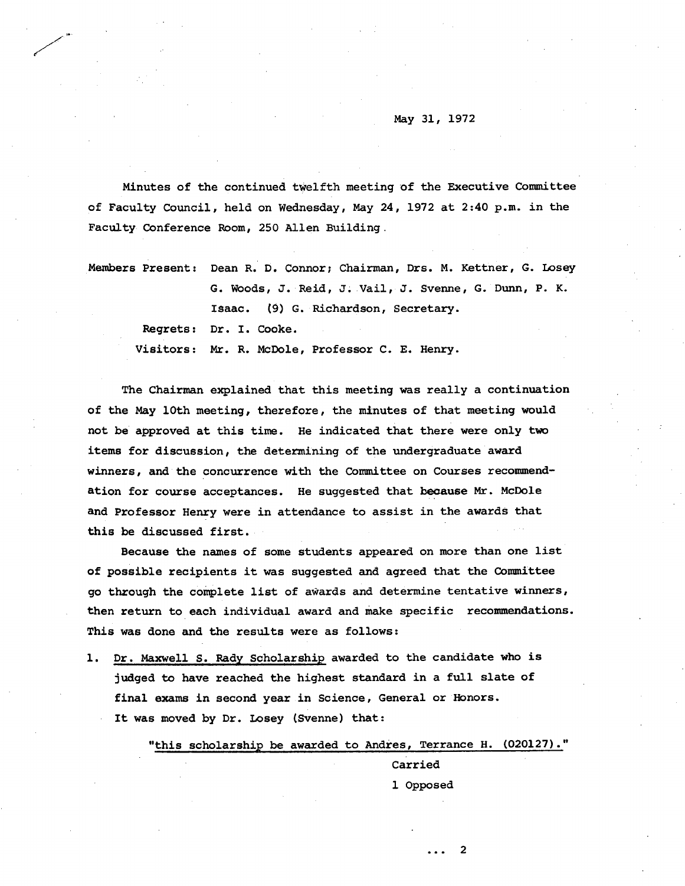May 31, 1972

Minutes of the continued twelfth meeting of the Executive Committee of Faculty Council, held on Wednesday, May 24, 1972 at 2:40 p.m. in the Faculty Conference Room, 250 Allen Building.

Members Present: Dean R. D. Connor; Chairman, Drs. M. Kettner, G. Losey G. Woods, J. Reid, J. Vail, J. Svenne, G. Dunn, P. K. Isaac. (9) G. Richardson, Secretary.

Regrets: Dr. I. Cooke.

Visitors: Mr. R. McDole, Professor C. E. Henry.

The Chairman explained that this meeting was really a continuation of the May 10th meeting, therefore, the minutes of that meeting would not be approved at this time. He indicated that there were only two items for discussion, the determining of the undergraduate award winners, and the concurrence with the Committee on Courses recommendation for course acceptances. He suggested that because Mr. McDole and Professor Henry were in attendance to assist in the awards that this be discussed first.

Because the names of some students appeared on more than one list of possible recipients it was suggested and agreed that the Committee go through the complete list of awards and determine tentative winners, then return to each individual award and make specific recommendations. This was done and the results were as follows:

1. Dr. Maxwell S. Rady Scholarship awarded to the candidate who is judged to have reached the highest standard in a full slate of final exams in second year in Science, General or Honors. It was moved by Dr. Losey (Svenne) that:

   "this scholarship be awarded to Andres, Terrance H. (020127)."

   Carried

   1 Opposed

... 2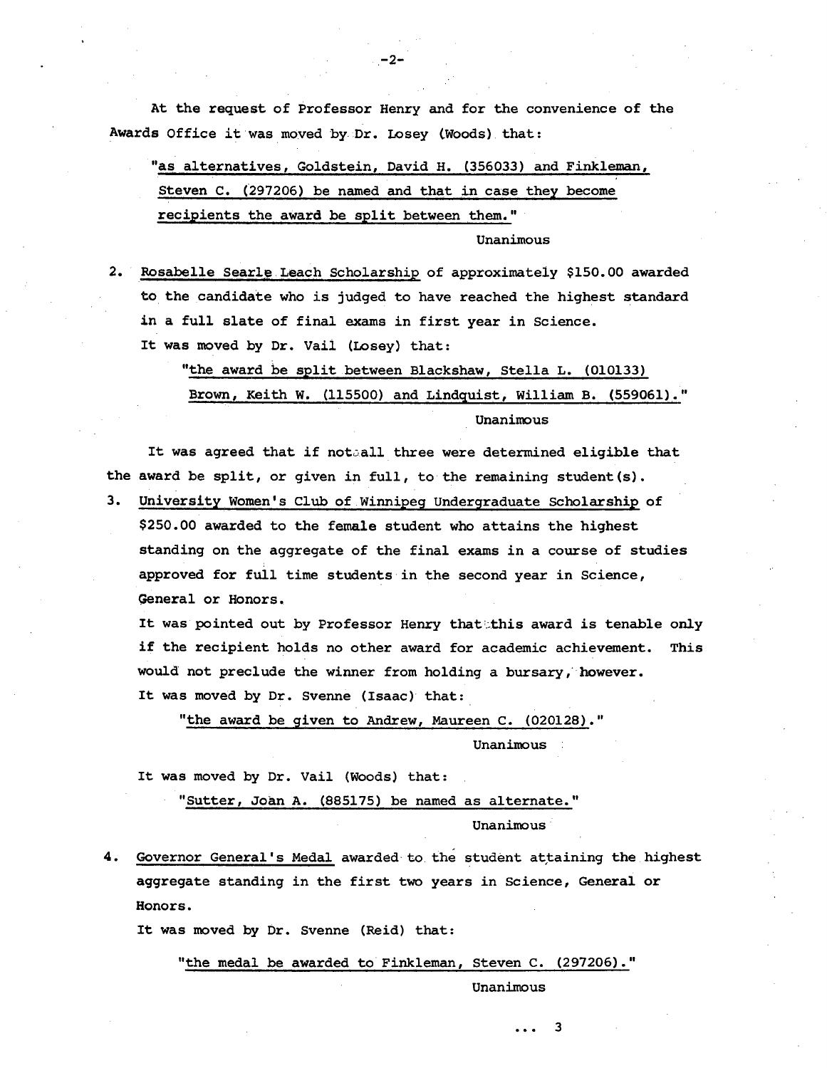At the request of Professor Henry and for the convenience of the Awards Office it was moved by Dr. Losey (Woods) that:

> "as alternatives, Goldstein, David H. (356033) and Finkleman, Steven C. (297206) be named and that in case they become recipients the award be split between them."

Unanimous

2. Rosabelle Searle Leach Scholarship of approximately $150.00 awarded to the candidate who is judged to have reached the highest standard in a full slate of final exams in first year in Science.

   It was moved by Dr. Vail (Losey) that:

   > "the award be split between Blackshaw, Stella L. (010133) Brown, Keith W. (115500) and Lindquist, William B. (559061)."

   Unanimous

It was agreed that if not all three were determined eligible that the award be split, or given in full, to the remaining student(s).

3. University Women's Club of Winnipeg Undergraduate Scholarship of $250.00 awarded to the female student who attains the highest standing on the aggregate of the final exams in a course of studies approved for full time students in the second year in Science, General or Honors.

   It was pointed out by Professor Henry that this award is tenable only if the recipient holds no other award for academic achievement. This would not preclude the winner from holding a bursary, however.

   It was moved by Dr. Svenne (Isaac) that:

   > "the award be given to Andrew, Maureen C. (020128)."

   Unanimous

   It was moved by Dr. Vail (Woods) that:

   > "Sutter, Joan A. (885175) be named as alternate."

   Unanimous

4. Governor General's Medal awarded to the student attaining the highest aggregate standing in the first two years in Science, General or Honors.

   It was moved by Dr. Svenne (Reid) that:

   > "the medal be awarded to Finkleman, Steven C. (297206)."

   Unanimous

... 3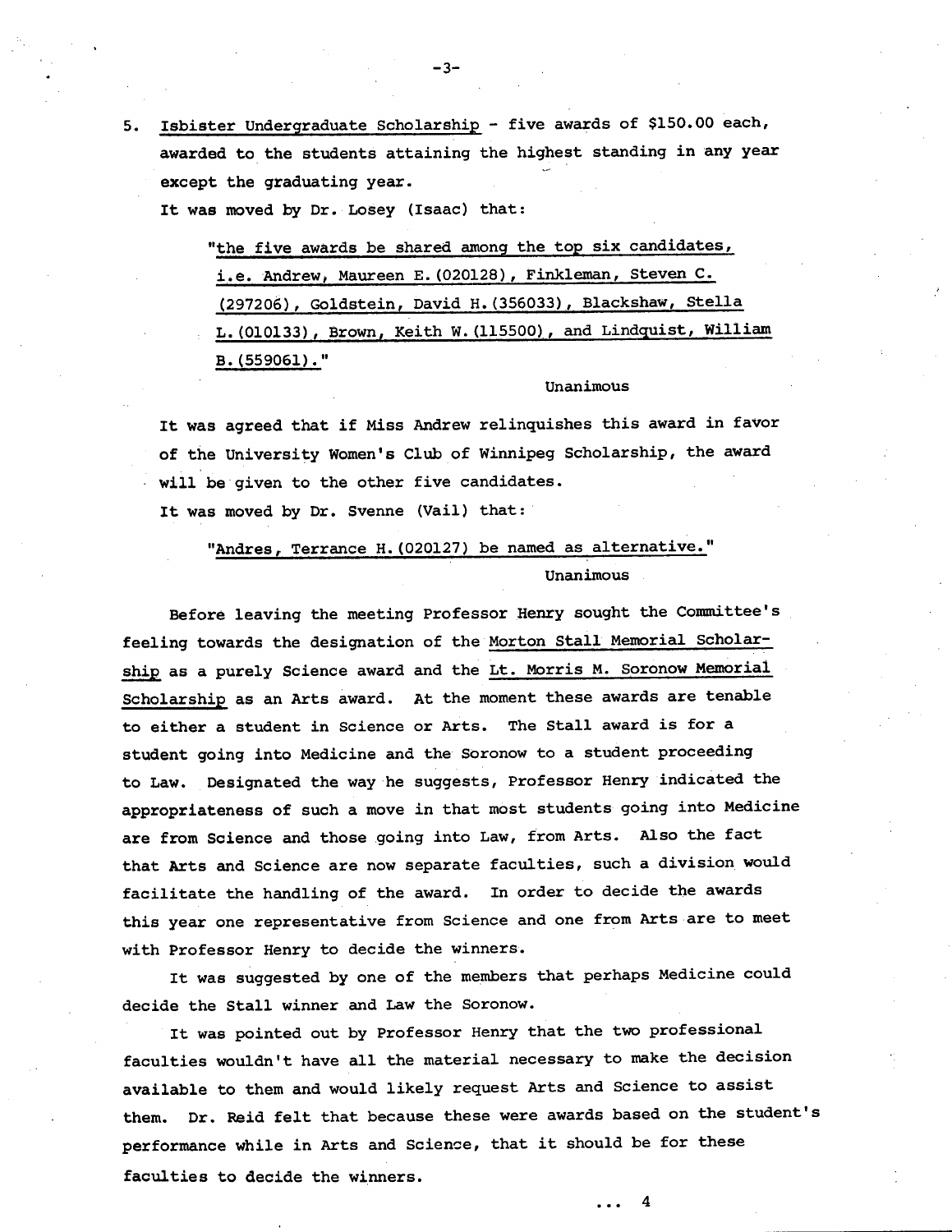5. Isbister Undergraduate Scholarship - five awards of $150.00 each, awarded to the students attaining the highest standing in any year except the graduating year.

   It was moved by Dr. Losey (Isaac) that:

   > "the five awards be shared among the top six candidates, i.e. Andrew, Maureen E.(020128), Finkleman, Steven C. (297206), Goldstein, David H.(356033), Blackshaw, Stella L.(010133), Brown, Keith W.(115500), and Lindquist, William B.(559061)."

   Unanimous

   It was agreed that if Miss Andrew relinquishes this award in favor of the University Women's Club of Winnipeg Scholarship, the award will be given to the other five candidates.

   It was moved by Dr. Svenne (Vail) that:

   > "Andres, Terrance H.(020127) be named as alternative."

   Unanimous

Before leaving the meeting Professor Henry sought the Committee's feeling towards the designation of the Morton Stall Memorial Scholarship as a purely Science award and the Lt. Morris M. Soronow Memorial Scholarship as an Arts award. At the moment these awards are tenable to either a student in Science or Arts. The Stall award is for a student going into Medicine and the Soronow to a student proceeding to Law. Designated the way he suggests, Professor Henry indicated the appropriateness of such a move in that most students going into Medicine are from Science and those going into Law, from Arts. Also the fact that Arts and Science are now separate faculties, such a division would facilitate the handling of the award. In order to decide the awards this year one representative from Science and one from Arts are to meet with Professor Henry to decide the winners.

It was suggested by one of the members that perhaps Medicine could decide the Stall winner and Law the Soronow.

It was pointed out by Professor Henry that the two professional faculties wouldn't have all the material necessary to make the decision available to them and would likely request Arts and Science to assist them. Dr. Reid felt that because these were awards based on the student's performance while in Arts and Science, that it should be for these faculties to decide the winners.

... 4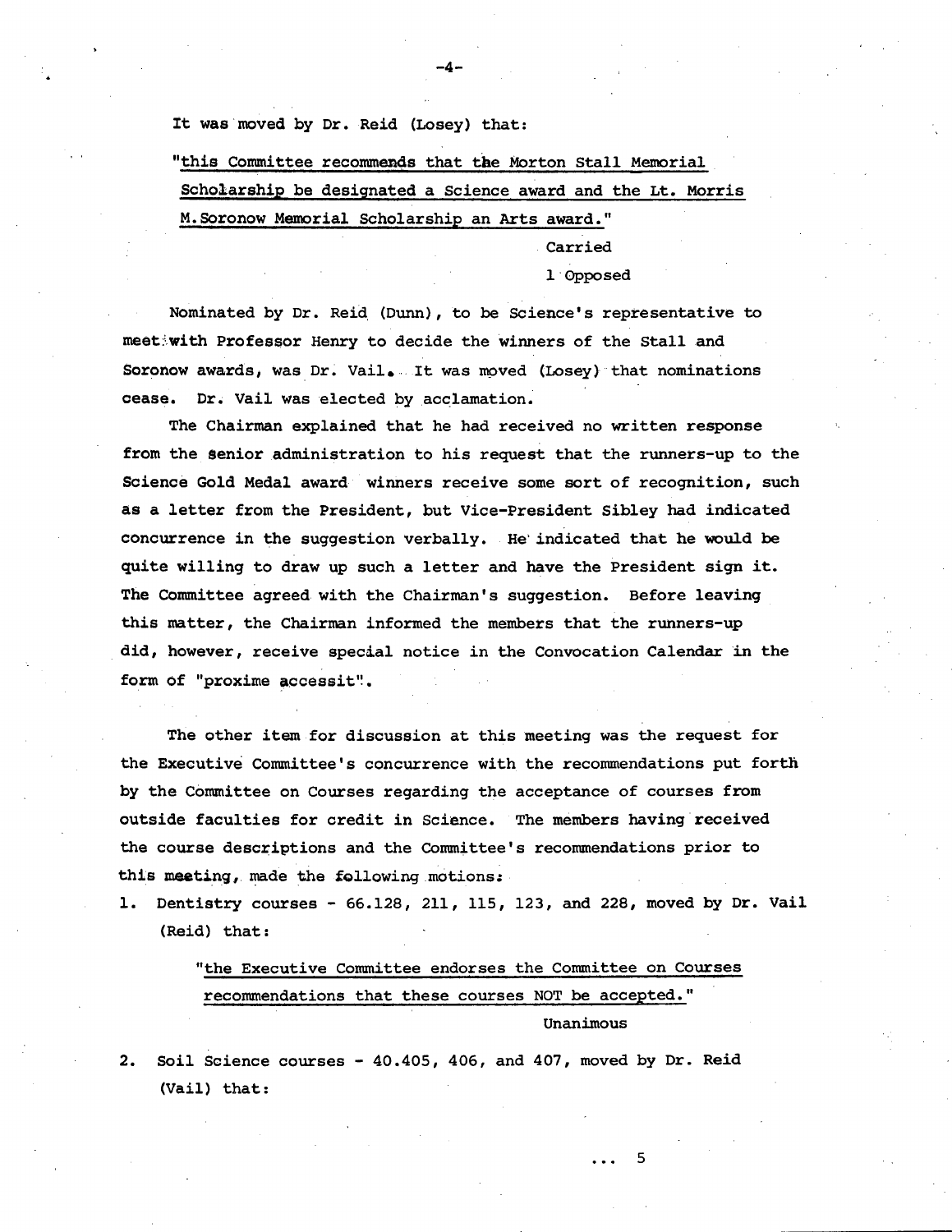It was moved by Dr. Reid (Losey) that:

"<u>this Committee recommends that the Morton Stall Memorial Scholarship be designated a Science award and the Lt. Morris M.Soronow Memorial Scholarship an Arts award.</u>"

Carried
1 Opposed

Nominated by Dr. Reid (Dunn), to be Science's representative to meet with Professor Henry to decide the winners of the Stall and Soronow awards, was Dr. Vail. It was moved (Losey) that nominations cease. Dr. Vail was elected by acclamation.

The Chairman explained that he had received no written response from the senior administration to his request that the runners-up to the Science Gold Medal award winners receive some sort of recognition, such as a letter from the President, but Vice-President Sibley had indicated concurrence in the suggestion verbally. He indicated that he would be quite willing to draw up such a letter and have the President sign it. The Committee agreed with the Chairman's suggestion. Before leaving this matter, the Chairman informed the members that the runners-up did, however, receive special notice in the Convocation Calendar in the form of "proxime accessit".

The other item for discussion at this meeting was the request for the Executive Committee's concurrence with the recommendations put forth by the Committee on Courses regarding the acceptance of courses from outside faculties for credit in Science. The members having received the course descriptions and the Committee's recommendations prior to this meeting, made the following motions:

1. Dentistry courses - 66.128, 211, 115, 123, and 228, moved by Dr. Vail (Reid) that:

   "<u>the Executive Committee endorses the Committee on Courses recommendations that these courses NOT be accepted.</u>"

   Unanimous

2. Soil Science courses - 40.405, 406, and 407, moved by Dr. Reid (Vail) that:

... 5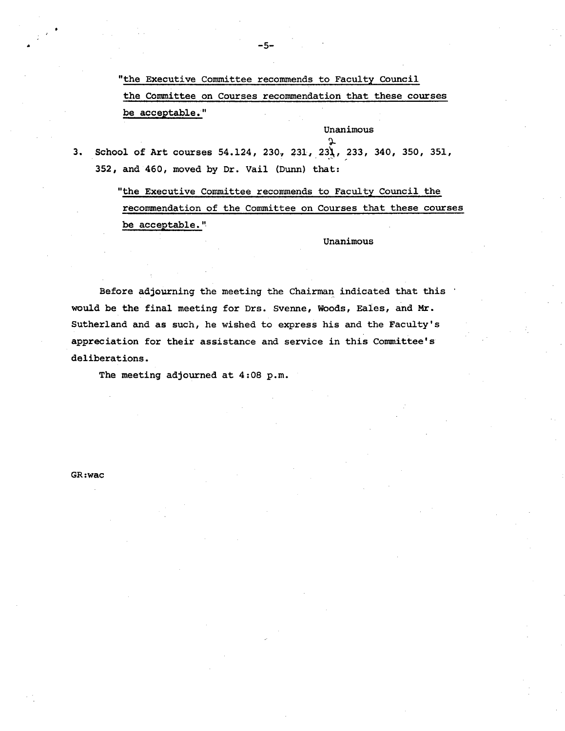"the Executive Committee recommends to Faculty Council the Committee on Courses recommendation that these courses be acceptable."

Unanimous

3. School of Art courses 54.124, 230, 231, 232, 233, 340, 350, 351, 352, and 460, moved by Dr. Vail (Dunn) that:

   "the Executive Committee recommends to Faculty Council the recommendation of the Committee on Courses that these courses be acceptable."

   Unanimous

Before adjourning the meeting the Chairman indicated that this would be the final meeting for Drs. Svenne, Woods, Eales, and Mr. Sutherland and as such, he wished to express his and the Faculty's appreciation for their assistance and service in this Committee's deliberations.

The meeting adjourned at 4:08 p.m.

GR:wac